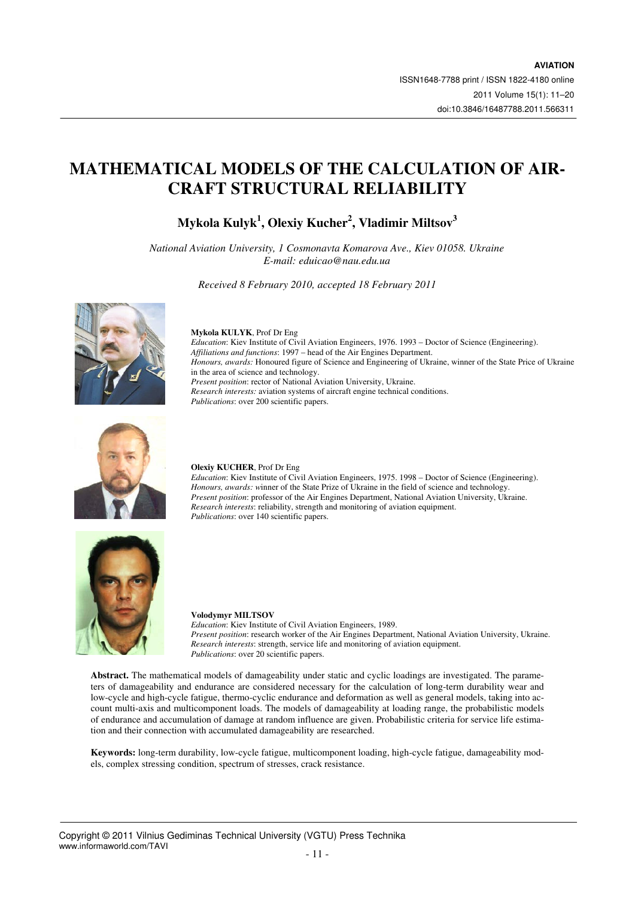# MATHEMATICAL MODELS OF THE CALCULATION OF AIR-CRAFT STRUCTURAL RELIABILITY

## Mykola Kulyk[1], Olexiy Kucher[2], Vladimir Miltsov[3]

*National Aviation University, 1 Cosmonavta Komarova Ave., Kiev 01058. Ukraine*
*E-mail: eduicao@nau.edu.ua*

*Received 8 February 2010, accepted 18 February 2011*

**Mykola KULYK**, Prof Dr Eng
*Education*: Kiev Institute of Civil Aviation Engineers, 1976. 1993 – Doctor of Science (Engineering).
*Affiliations and functions*: 1997 – head of the Air Engines Department.
*Honours, awards:* Honoured figure of Science and Engineering of Ukraine, winner of the State Price of Ukraine in the area of science and technology.
*Present position*: rector of National Aviation University, Ukraine.
*Research interests:* aviation systems of aircraft engine technical conditions.
*Publications*: over 200 scientific papers.

**Olexiy KUCHER**, Prof Dr Eng
*Education*: Kiev Institute of Civil Aviation Engineers, 1975. 1998 – Doctor of Science (Engineering).
*Honours, awards:* winner of the State Prize of Ukraine in the field of science and technology.
*Present position*: professor of the Air Engines Department, National Aviation University, Ukraine.
*Research interests*: reliability, strength and monitoring of aviation equipment.
*Publications*: over 140 scientific papers.

**Volodymyr MILTSOV**
*Education*: Kiev Institute of Civil Aviation Engineers, 1989.
*Present position*: research worker of the Air Engines Department, National Aviation University, Ukraine.
*Research interests*: strength, service life and monitoring of aviation equipment.
*Publications*: over 20 scientific papers.

**Abstract.** The mathematical models of damageability under static and cyclic loadings are investigated. The parameters of damageability and endurance are considered necessary for the calculation of long-term durability wear and low-cycle and high-cycle fatigue, thermo-cyclic endurance and deformation as well as general models, taking into account multi-axis and multicomponent loads. The models of damageability at loading range, the probabilistic models of endurance and accumulation of damage at random influence are given. Probabilistic criteria for service life estimation and their connection with accumulated damageability are researched.

**Keywords:** long-term durability, low-cycle fatigue, multicomponent loading, high-cycle fatigue, damageability models, complex stressing condition, spectrum of stresses, crack resistance.

Copyright © 2011 Vilnius Gediminas Technical University (VGTU) Press Technika
www.informaworld.com/TAVI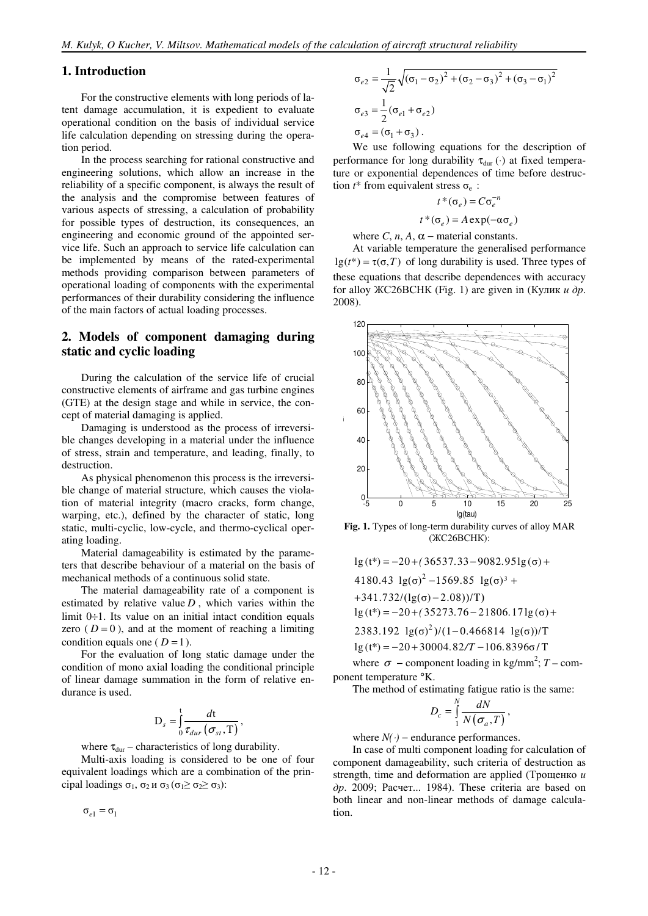## 1. Introduction

For the constructive elements with long periods of latent damage accumulation, it is expedient to evaluate operational condition on the basis of individual service life calculation depending on stressing during the operation period.

In the process searching for rational constructive and engineering solutions, which allow an increase in the reliability of a specific component, is always the result of the analysis and the compromise between features of various aspects of stressing, a calculation of probability for possible types of destruction, its consequences, an engineering and economic ground of the appointed service life. Such an approach to service life calculation can be implemented by means of the rated-experimental methods providing comparison between parameters of operational loading of components with the experimental performances of their durability considering the influence of the main factors of actual loading processes.

## 2. Models of component damaging during static and cyclic loading

During the calculation of the service life of crucial constructive elements of airframe and gas turbine engines (GTE) at the design stage and while in service, the concept of material damaging is applied.

Damaging is understood as the process of irreversible changes developing in a material under the influence of stress, strain and temperature, and leading, finally, to destruction.

As physical phenomenon this process is the irreversible change of material structure, which causes the violation of material integrity (macro cracks, form change, warping, etc.), defined by the character of static, long static, multi-cyclic, low-cycle, and thermo-cyclical operating loading.

Material damageability is estimated by the parameters that describe behaviour of a material on the basis of mechanical methods of a continuous solid state.

The material damageability rate of a component is estimated by relative value $D$, which varies within the limit $0 \div 1$. Its value on an initial intact condition equals zero ($D = 0$), and at the moment of reaching a limiting condition equals one ($D = 1$).

For the evaluation of long static damage under the condition of mono axial loading the conditional principle of linear damage summation in the form of relative endurance is used.

$$D_s = \int_0^t \frac{dt}{\tau_{dur}(\sigma_{st}, T)},$$

where $\tau_{dur}$ – characteristics of long durability.

Multi-axis loading is considered to be one of four equivalent loadings which are a combination of the principal loadings $\sigma_1$, $\sigma_2$ и $\sigma_3$ ($\sigma_1 \geq \sigma_2 \geq \sigma_3$):

$$\sigma_{e1} = \sigma_1$$

$$\sigma_{e2} = \frac{1}{\sqrt{2}}\sqrt{(\sigma_1 - \sigma_2)^2 + (\sigma_2 - \sigma_3)^2 + (\sigma_3 - \sigma_1)^2}$$

$$\sigma_{e3} = \frac{1}{2}(\sigma_{e1} + \sigma_{e2})$$

$$\sigma_{e4} = (\sigma_1 + \sigma_3).$$

We use following equations for the description of performance for long durability $\tau_{dur}(\cdot)$ at fixed temperature or exponential dependences of time before destruction $t^*$ from equivalent stress $\sigma_e$:

$$t^*(\sigma_e) = C\sigma_e^{-n}$$

$$t^*(\sigma_e) = A\exp(-\alpha\sigma_e)$$

where $C$, $n$, $A$, $\alpha$ – material constants.

At variable temperature the generalised performance $\lg(t^*) = \tau(\sigma, T)$ of long durability is used. Three types of these equations that describe dependences with accuracy for alloy ЖС26ВСНК (Fig. 1) are given in (Кулик *и др*. 2008).

**Fig. 1.** Types of long-term durability curves of alloy MAR (ЖС26ВСНК):

$$\lg(t^*) = -20 + (36537.33 - 9082.95\lg(\sigma) + 4180.43\ \lg(\sigma)^2 - 1569.85\ \lg(\sigma)^3 + 341.732/(\lg(\sigma) - 2.08))/T)$$

$$\lg(t^*) = -20 + (35273.76 - 21806.17\lg(\sigma) + 2383.192\ \lg(\sigma)^2)/(1 - 0.466814\ \lg(\sigma))/T$$

$$\lg(t^*) = -20 + 30004.82/T - 106.8396\sigma/T$$

where $\sigma$ – component loading in kg/mm$^2$; $T$ – component temperature °K.

The method of estimating fatigue ratio is the same:

$$D_c = \int_1^N \frac{dN}{N(\sigma_a, T)},$$

where $N(\cdot)$ – endurance performances.

In case of multi component loading for calculation of component damageability, such criteria of destruction as strength, time and deformation are applied (Трощенко *и др*. 2009; Расчет... 1984). These criteria are based on both linear and non-linear methods of damage calculation.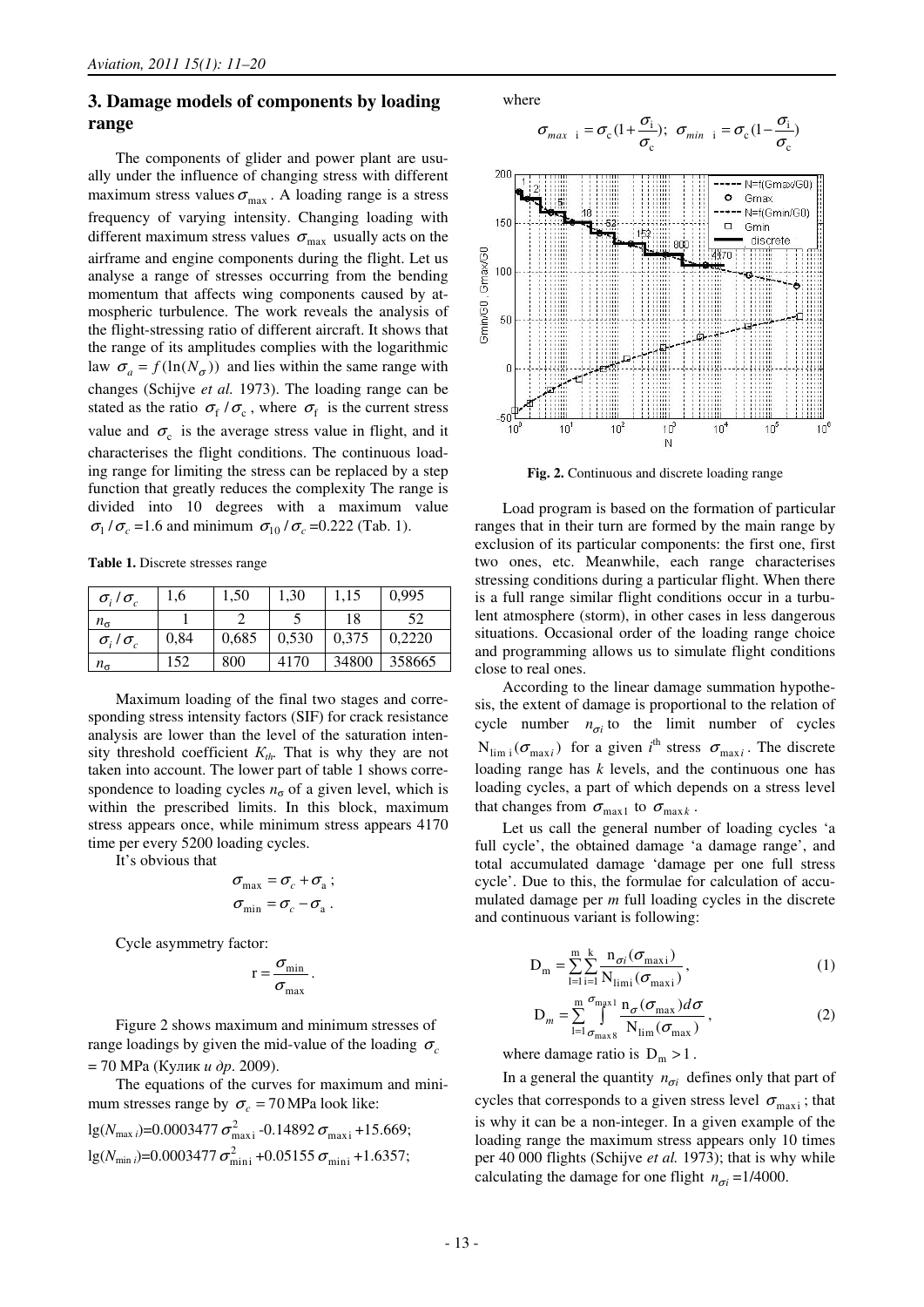## 3. Damage models of components by loading range

The components of glider and power plant are usually under the influence of changing stress with different maximum stress values $\sigma_{\max}$. A loading range is a stress frequency of varying intensity. Changing loading with different maximum stress values $\sigma_{\max}$ usually acts on the airframe and engine components during the flight. Let us analyse a range of stresses occurring from the bending momentum that affects wing components caused by atmospheric turbulence. The work reveals the analysis of the flight-stressing ratio of different aircraft. It shows that the range of its amplitudes complies with the logarithmic law $\sigma_a = f(\ln(N_\sigma))$ and lies within the same range with changes (Schijve *et al.* 1973). The loading range can be stated as the ratio $\sigma_f / \sigma_c$, where $\sigma_f$ is the current stress value and $\sigma_c$ is the average stress value in flight, and it characterises the flight conditions. The continuous loading range for limiting the stress can be replaced by a step function that greatly reduces the complexity The range is divided into 10 degrees with a maximum value $\sigma_1 / \sigma_c$ =1.6 and minimum $\sigma_{10} / \sigma_c$ =0.222 (Tab. 1).

**Table 1.** Discrete stresses range

| $\sigma_i / \sigma_c$ | 1,6 | 1,50 | 1,30 | 1,15 | 0,995 |
|---|---|---|---|---|---|
| $n_\sigma$ | 1 | 2 | 5 | 18 | 52 |
| $\sigma_i / \sigma_c$ | 0,84 | 0,685 | 0,530 | 0,375 | 0,2220 |
| $n_\sigma$ | 152 | 800 | 4170 | 34800 | 358665 |

Maximum loading of the final two stages and corresponding stress intensity factors (SIF) for crack resistance analysis are lower than the level of the saturation intensity threshold coefficient $K_{th}$. That is why they are not taken into account. The lower part of table 1 shows correspondence to loading cycles $n_\sigma$ of a given level, which is within the prescribed limits. In this block, maximum stress appears once, while minimum stress appears 4170 time per every 5200 loading cycles.

It's obvious that

$$\sigma_{\max} = \sigma_c + \sigma_a ;$$

$$\sigma_{\min} = \sigma_c - \sigma_a .$$

Cycle asymmetry factor:

$$r = \frac{\sigma_{\min}}{\sigma_{\max}} .$$

Figure 2 shows maximum and minimum stresses of range loadings by given the mid-value of the loading $\sigma_c$ = 70 MPa (Кулик *и др*. 2009).

The equations of the curves for maximum and minimum stresses range by $\sigma_c = 70$ MPa look like:

$\lg(N_{\max\, i})$=0.0003477 $\sigma^2_{\max i}$ -0.14892 $\sigma_{\max i}$ +15.669;

$\lg(N_{\min\, i})$=0.0003477 $\sigma^2_{\min i}$ +0.05155 $\sigma_{\min i}$ +1.6357;

where

$$\sigma_{max\ \ i} = \sigma_c (1 + \frac{\sigma_i}{\sigma_c}); \ \ \sigma_{min\ \ i} = \sigma_c (1 - \frac{\sigma_i}{\sigma_c})$$

**Fig. 2.** Continuous and discrete loading range

Load program is based on the formation of particular ranges that in their turn are formed by the main range by exclusion of its particular components: the first one, first two ones, etc. Meanwhile, each range characterises stressing conditions during a particular flight. When there is a full range similar flight conditions occur in a turbulent atmosphere (storm), in other cases in less dangerous situations. Occasional order of the loading range choice and programming allows us to simulate flight conditions close to real ones.

According to the linear damage summation hypothesis, the extent of damage is proportional to the relation of cycle number $n_{\sigma i}$ to the limit number of cycles $N_{\lim i}(\sigma_{\max i})$ for a given $i^{\text{th}}$ stress $\sigma_{\max i}$. The discrete loading range has $k$ levels, and the continuous one has loading cycles, a part of which depends on a stress level that changes from $\sigma_{\max 1}$ to $\sigma_{\max k}$.

Let us call the general number of loading cycles 'a full cycle', the obtained damage 'a damage range', and total accumulated damage 'damage per one full stress cycle'. Due to this, the formulae for calculation of accumulated damage per $m$ full loading cycles in the discrete and continuous variant is following:

$$D_m = \sum_{l=1}^{m} \sum_{i=1}^{k} \frac{n_{\sigma i}(\sigma_{\max i})}{N_{\lim i}(\sigma_{\max i})}, \quad (1)$$

$$D_m = \sum_{l=1}^{m} \int_{\sigma_{\max 8}}^{\sigma_{\max 1}} \frac{n_\sigma(\sigma_{\max}) d\sigma}{N_{\lim}(\sigma_{\max})}, \quad (2)$$

where damage ratio is $D_m > 1$.

In a general the quantity $n_{\sigma i}$ defines only that part of cycles that corresponds to a given stress level $\sigma_{\max i}$; that is why it can be a non-integer. In a given example of the loading range the maximum stress appears only 10 times per 40 000 flights (Schijve *et al.* 1973); that is why while calculating the damage for one flight $n_{\sigma i}$ =1/4000.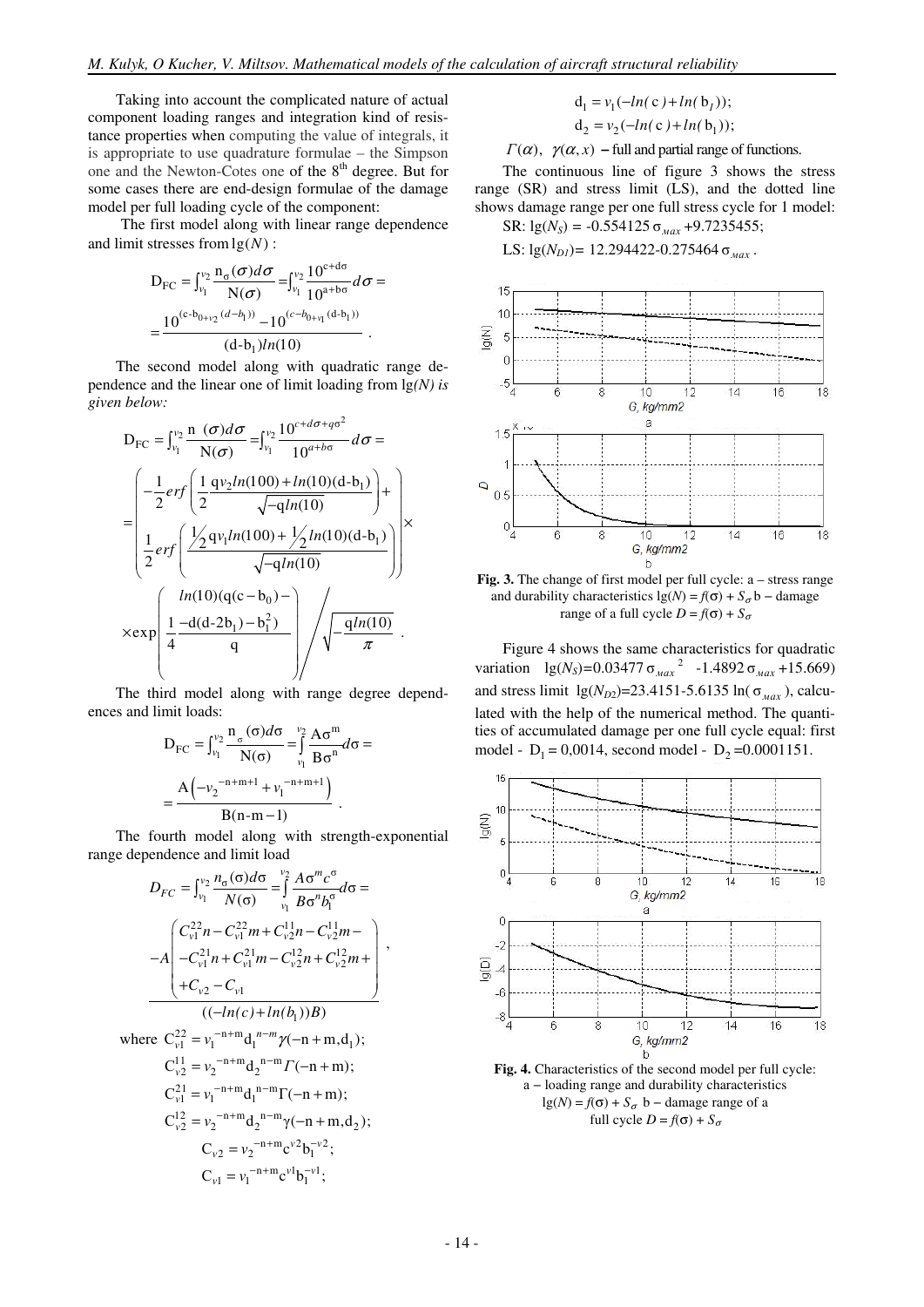Taking into account the complicated nature of actual component loading ranges and integration kind of resistance properties when computing the value of integrals, it is appropriate to use quadrature formulae – the Simpson one and the Newton-Cotes one of the 8[th] degree. But for some cases there are end-design formulae of the damage model per full loading cycle of the component:

The first model along with linear range dependence and limit stresses from $\lg(N)$ :

$$D_{FC} = \int_{v_1}^{v_2} \frac{n_\sigma(\sigma)d\sigma}{N(\sigma)} = \int_{v_1}^{v_2} \frac{10^{c+d\sigma}}{10^{a+b\sigma}} d\sigma = \frac{10^{(c-b_{0+v_2}(d-b_1))} - 10^{(c-b_{0+v_1}(d-b_1))}}{(d-b_1)ln(10)} .$$

The second model along with quadratic range dependence and the linear one of limit loading from $\lg(N)$ *is given below:*

$$D_{FC} = \int_{v_1}^{v_2} \frac{n\ (\sigma)d\sigma}{N(\sigma)} = \int_{v_1}^{v_2} \frac{10^{c+d\sigma+q\sigma^2}}{10^{a+b\sigma}} d\sigma =$$

$$= \left( -\frac{1}{2} erf\left( \frac{1}{2} \frac{qv_2 ln(100) + ln(10)(d-b_1)}{\sqrt{-q ln(10)}} \right) + \frac{1}{2} erf\left( \frac{\frac{1}{2} qv_1 ln(100) + \frac{1}{2} ln(10)(d-b_1)}{\sqrt{-q ln(10)}} \right) \right) \times$$

$$\times \exp\left( \frac{1}{4} \frac{ln(10)(q(c-b_0) - d(d-2b_1) - b_1^2)}{q} \right) \Bigg/ \sqrt{-\frac{q ln(10)}{\pi}} .$$

The third model along with range degree dependences and limit loads:

$$D_{FC} = \int_{v_1}^{v_2} \frac{n_\sigma(\sigma)d\sigma}{N(\sigma)} = \int_{v_1}^{v_2} \frac{A\sigma^m}{B\sigma^n} d\sigma = \frac{A\left(-v_2^{-n+m+1} + v_1^{-n+m+1}\right)}{B(n-m-1)} .$$

The fourth model along with strength-exponential range dependence and limit load

$$D_{FC} = \int_{v_1}^{v_2} \frac{n_\sigma(\sigma)d\sigma}{N(\sigma)} = \int_{v_1}^{v_2} \frac{A\sigma^m c^\sigma}{B\sigma^n b_1^\sigma} d\sigma = \frac{-A\begin{pmatrix} C_{v1}^{22}n - C_{v1}^{22}m + C_{v2}^{11}n - C_{v2}^{11}m - \\ -C_{v1}^{21}n + C_{v1}^{21}m - C_{v2}^{12}n + C_{v2}^{12}m + \\ +C_{v2} - C_{v1} \end{pmatrix}}{((-ln(c)+ln(b_1))B)} ,$$

where $C_{v1}^{22} = v_1^{-n+m} d_1^{n-m} \gamma(-n+m, d_1)$;

$C_{v2}^{11} = v_2^{-n+m} d_2^{n-m} \Gamma(-n+m)$;

$C_{v1}^{21} = v_1^{-n+m} d_1^{n-m} \Gamma(-n+m)$;

$C_{v2}^{12} = v_2^{-n+m} d_2^{n-m} \gamma(-n+m, d_2)$;

$C_{v2} = v_2^{-n+m} c^{v2} b_1^{-v2}$;

$C_{v1} = v_1^{-n+m} c^{v1} b_1^{-v1}$;

$d_1 = v_1(-ln(c) + ln(b_1))$;

$d_2 = v_2(-ln(c) + ln(b_1))$;

$\Gamma(\alpha),\ \gamma(\alpha, x)$ – full and partial range of functions.

The continuous line of figure 3 shows the stress range (SR) and stress limit (LS), and the dotted line shows damage range per one full stress cycle for 1 model:

SR: $\lg(N_S) = -0.554125\,\sigma_{max} + 9.7235455$;

LS: $\lg(N_{D1}) = 12.294422 - 0.275464\,\sigma_{max}$.

**Fig. 3.** The change of first model per full cycle: a – stress range and durability characteristics $\lg(N) = f(\sigma) + S_\sigma$ b – damage range of a full cycle $D = f(\sigma) + S_\sigma$

Figure 4 shows the same characteristics for quadratic variation $\lg(N_S) = 0.03477\,\sigma_{max}^2 - 1.4892\,\sigma_{max} + 15.669)$ and stress limit $\lg(N_{D2}) = 23.4151 - 5.6135\ln(\sigma_{max})$, calculated with the help of the numerical method. The quantities of accumulated damage per one full cycle equal: first model - $D_1 = 0{,}0014$, second model - $D_2 = 0.0001151$.

**Fig. 4.** Characteristics of the second model per full cycle: a – loading range and durability characteristics $\lg(N) = f(\sigma) + S_\sigma$ b – damage range of a full cycle $D = f(\sigma) + S_\sigma$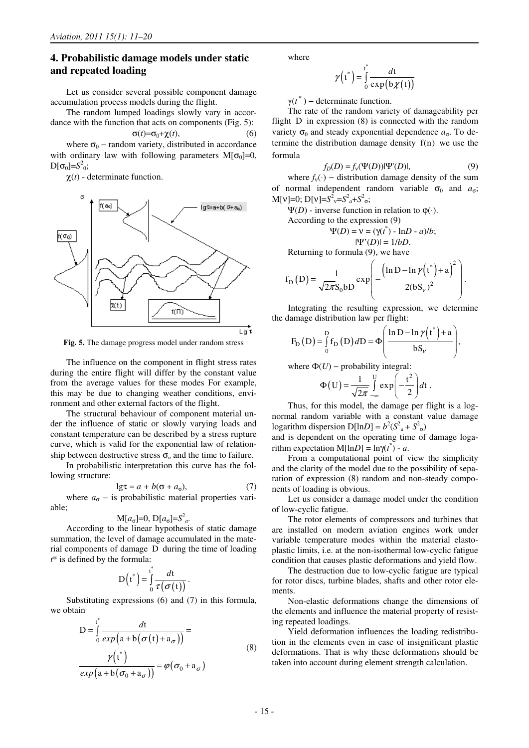## 4. Probabilistic damage models under static and repeated loading

Let us consider several possible component damage accumulation process models during the flight.

The random lumped loadings slowly vary in accordance with the function that acts on components (Fig. 5):

$$\sigma(t)=\sigma_0+\chi(t), \tag{6}$$

where $\sigma_0$ – random variety, distributed in accordance with ordinary law with following parameters $M[\sigma_0]=0$, $D[\sigma_0]=S^2_0$;

$\chi(t)$ - determinate function.

**Fig. 5.** The damage progress model under random stress

The influence on the component in flight stress rates during the entire flight will differ by the constant value from the average values for these modes For example, this may be due to changing weather conditions, environment and other external factors of the flight.

The structural behaviour of component material under the influence of static or slowly varying loads and constant temperature can be described by a stress rupture curve, which is valid for the exponential law of relationship between destructive stress $\sigma_n$ and the time to failure.

In probabilistic interpretation this curve has the following structure:

$$\lg\tau = a + b(\sigma + a_\sigma), \tag{7}$$

where $a_\sigma$ – is probabilistic material properties variable;

$$M[a_\sigma]=0,\ D[a_\sigma]=S^2_a.$$

According to the linear hypothesis of static damage summation, the level of damage accumulated in the material components of damage D during the time of loading $t^*$ is defined by the formula:

$$D\left(t^*\right)=\int_0^{t^*}\frac{dt}{\tau\left(\sigma(t)\right)}.$$

Substituting expressions (6) and (7) in this formula, we obtain

$$D=\int_0^{t^*}\frac{dt}{exp\left(a+b\left(\sigma(t)+a_\sigma\right)\right)}=\frac{\gamma\left(t^*\right)}{exp\left(a+b\left(\sigma_0+a_\sigma\right)\right)}=\varphi\left(\sigma_0+a_\sigma\right) \tag{8}$$

where

$$\gamma\left(t^*\right)=\int_0^{t^*}\frac{dt}{\exp\left(b\chi(t)\right)}$$

$\gamma(t^*)$ – determinate function.

The rate of the random variety of damageability per flight D in expression (8) is connected with the random variety $\sigma_0$ and steady exponential dependence $a_\sigma$. To determine the distribution damage density f(n) we use the formula

$$f_D(D) = f_\nu(\Psi(D))|\Psi'(D)|, \tag{9}$$

where $f_\nu(\cdot)$ – distribution damage density of the sum of normal independent random variable $\sigma_0$ and $a_\sigma$; $M[\nu]=0$; $D[\nu]=S^2_\nu=S^2_a+S^2_\sigma$;

$\Psi(D)$ - inverse function in relation to $\varphi(\cdot)$.

According to the expression (9)

$$\Psi(D) = \nu = (\gamma(t^*) - \ln D - a)/b;$$

$$|\Psi'(D)| = 1/bD.$$

Returning to formula (9), we have

$$f_D\left(D\right)=\frac{1}{\sqrt{2\pi}S_0 bD}\exp\left(-\frac{\left(\ln D-\ln\gamma\left(t^*\right)+a\right)^2}{2(bS_\nu)^2}\right).$$

Integrating the resulting expression, we determine the damage distribution law per flight:

$$F_D\left(D\right)=\int_0^D f_D\left(D\right)dD=\Phi\left(\frac{\ln D-\ln\gamma\left(t^*\right)+a}{bS_\nu}\right),$$

where $\Phi(U)$ – probability integral:

$$\Phi\left(U\right)=\frac{1}{\sqrt{2\pi}}\int_{-\infty}^{U}\exp\left(-\frac{t^2}{2}\right)dt.$$

Thus, for this model, the damage per flight is a log-normal random variable with a constant value damage logarithm dispersion $D[\ln D] = b^2(S^2_a + S^2_\sigma)$ and is dependent on the operating time of damage logarithm expectation $M[\ln D] = \ln\gamma(t^*) - a$.

From a computational point of view the simplicity and the clarity of the model due to the possibility of separation of expression (8) random and non-steady components of loading is obvious.

Let us consider a damage model under the condition of low-cyclic fatigue.

The rotor elements of compressors and turbines that are installed on modern aviation engines work under variable temperature modes within the material elasto-plastic limits, i.e. at the non-isothermal low-cyclic fatigue condition that causes plastic deformations and yield flow.

The destruction due to low-cyclic fatigue are typical for rotor discs, turbine blades, shafts and other rotor elements.

Non-elastic deformations change the dimensions of the elements and influence the material property of resisting repeated loadings.

Yield deformation influences the loading redistribution in the elements even in case of insignificant plastic deformations. That is why these deformations should be taken into account during element strength calculation.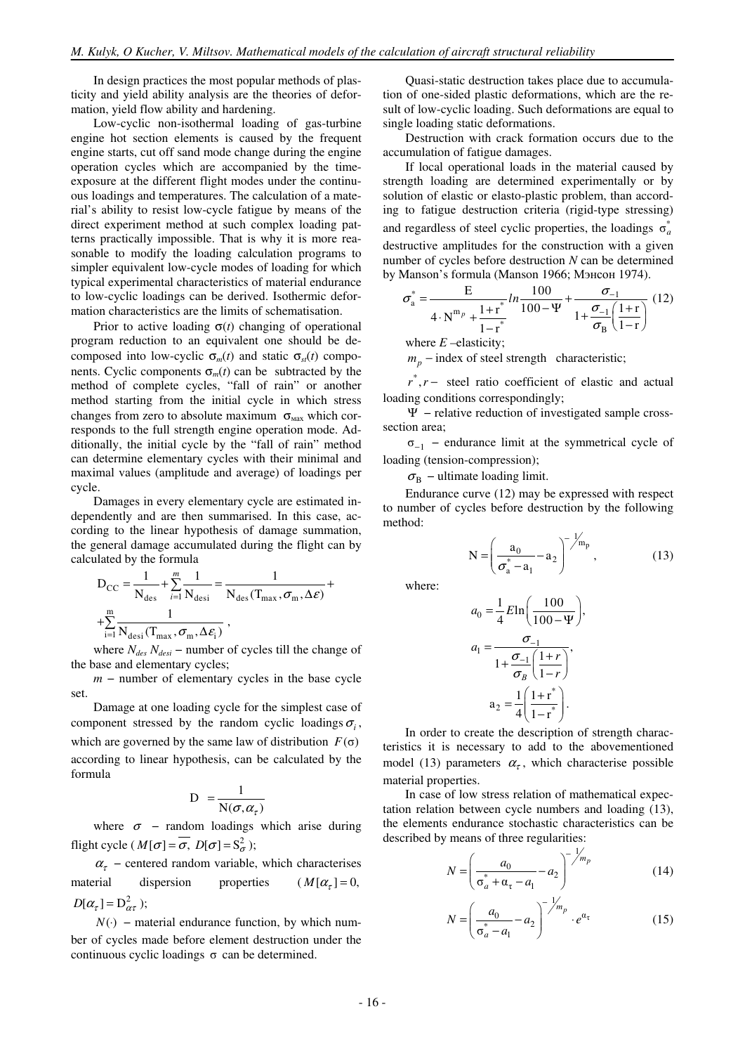In design practices the most popular methods of plasticity and yield ability analysis are the theories of deformation, yield flow ability and hardening.

Low-cyclic non-isothermal loading of gas-turbine engine hot section elements is caused by the frequent engine starts, cut off sand mode change during the engine operation cycles which are accompanied by the time-exposure at the different flight modes under the continuous loadings and temperatures. The calculation of a material's ability to resist low-cycle fatigue by means of the direct experiment method at such complex loading patterns practically impossible. That is why it is more reasonable to modify the loading calculation programs to simpler equivalent low-cycle modes of loading for which typical experimental characteristics of material endurance to low-cyclic loadings can be derived. Isothermic deformation characteristics are the limits of schematisation.

Prior to active loading $\sigma(t)$ changing of operational program reduction to an equivalent one should be decomposed into low-cyclic $\sigma_m(t)$ and static $\sigma_{st}(t)$ components. Cyclic components $\sigma_m(t)$ can be subtracted by the method of complete cycles, "fall of rain" or another method starting from the initial cycle in which stress changes from zero to absolute maximum $\sigma_{max}$ which corresponds to the full strength engine operation mode. Additionally, the initial cycle by the "fall of rain" method can determine elementary cycles with their minimal and maximal values (amplitude and average) of loadings per cycle.

Damages in every elementary cycle are estimated independently and are then summarised. In this case, according to the linear hypothesis of damage summation, the general damage accumulated during the flight can by calculated by the formula

$$D_{CC} = \frac{1}{N_{des}} + \sum_{i=1}^{m} \frac{1}{N_{desi}} = \frac{1}{N_{des}(T_{max}, \sigma_m, \Delta\varepsilon)} + \sum_{i=1}^{m} \frac{1}{N_{desi}(T_{max}, \sigma_m, \Delta\varepsilon_i)},$$

where $N_{des}$ $N_{desi}$ – number of cycles till the change of the base and elementary cycles;

$m$ – number of elementary cycles in the base cycle set.

Damage at one loading cycle for the simplest case of component stressed by the random cyclic loadings $\sigma_i$, which are governed by the same law of distribution $F(\sigma)$ according to linear hypothesis, can be calculated by the formula

$$D = \frac{1}{N(\sigma, \alpha_\tau)}$$

where $\sigma$ – random loadings which arise during flight cycle ($M[\sigma] = \overline{\sigma},\ D[\sigma] = S_\sigma^2$);

$\alpha_\tau$ – centered random variable, which characterises material dispersion properties ($M[\alpha_\tau] = 0$, $D[\alpha_\tau] = D_{\alpha\tau}^2$);

$N(\cdot)$ – material endurance function, by which number of cycles made before element destruction under the continuous cyclic loadings $\sigma$ can be determined.

Quasi-static destruction takes place due to accumulation of one-sided plastic deformations, which are the result of low-cyclic loading. Such deformations are equal to single loading static deformations.

Destruction with crack formation occurs due to the accumulation of fatigue damages.

If local operational loads in the material caused by strength loading are determined experimentally or by solution of elastic or elasto-plastic problem, than according to fatigue destruction criteria (rigid-type stressing) and regardless of steel cyclic properties, the loadings $\sigma_a^*$ destructive amplitudes for the construction with a given number of cycles before destruction $N$ can be determined by Manson's formula (Manson 1966; Мэнсон 1974).

$$\sigma_a^* = \frac{E}{4 \cdot N^{m_p} + \frac{1+r^*}{1-r^*}} ln\frac{100}{100-\Psi} + \frac{\sigma_{-1}}{1 + \frac{\sigma_{-1}}{\sigma_B}\left(\frac{1+r}{1-r}\right)} \quad (12)$$

where $E$ –elasticity;

$m_p$ – index of steel strength characteristic;

$r^*, r$ – steel ratio coefficient of elastic and actual loading conditions correspondingly;

$\Psi$ – relative reduction of investigated sample cross-section area;

$\sigma_{-1}$ – endurance limit at the symmetrical cycle of loading (tension-compression);

$\sigma_B$ – ultimate loading limit.

Endurance curve (12) may be expressed with respect to number of cycles before destruction by the following method:

$$N = \left(\frac{a_0}{\sigma_a^* - a_1} - a_2\right)^{-1/m_p}, \quad (13)$$

where:

$$a_0 = \frac{1}{4} E \ln\left(\frac{100}{100-\Psi}\right),$$

$$a_1 = \frac{\sigma_{-1}}{1 + \frac{\sigma_{-1}}{\sigma_B}\left(\frac{1+r}{1-r}\right)},$$

$$a_2 = \frac{1}{4}\left(\frac{1+r^*}{1-r^*}\right).$$

In order to create the description of strength characteristics it is necessary to add to the abovementioned model (13) parameters $\alpha_\tau$, which characterise possible material properties.

In case of low stress relation of mathematical expectation relation between cycle numbers and loading (13), the elements endurance stochastic characteristics can be described by means of three regularities:

$$N = \left(\frac{a_0}{\sigma_a^* + \alpha_\tau - a_1} - a_2\right)^{-1/m_p} \quad (14)$$

$$N = \left(\frac{a_0}{\sigma_a^* - a_1} - a_2\right)^{-1/m_p} \cdot e^{\alpha_\tau} \quad (15)$$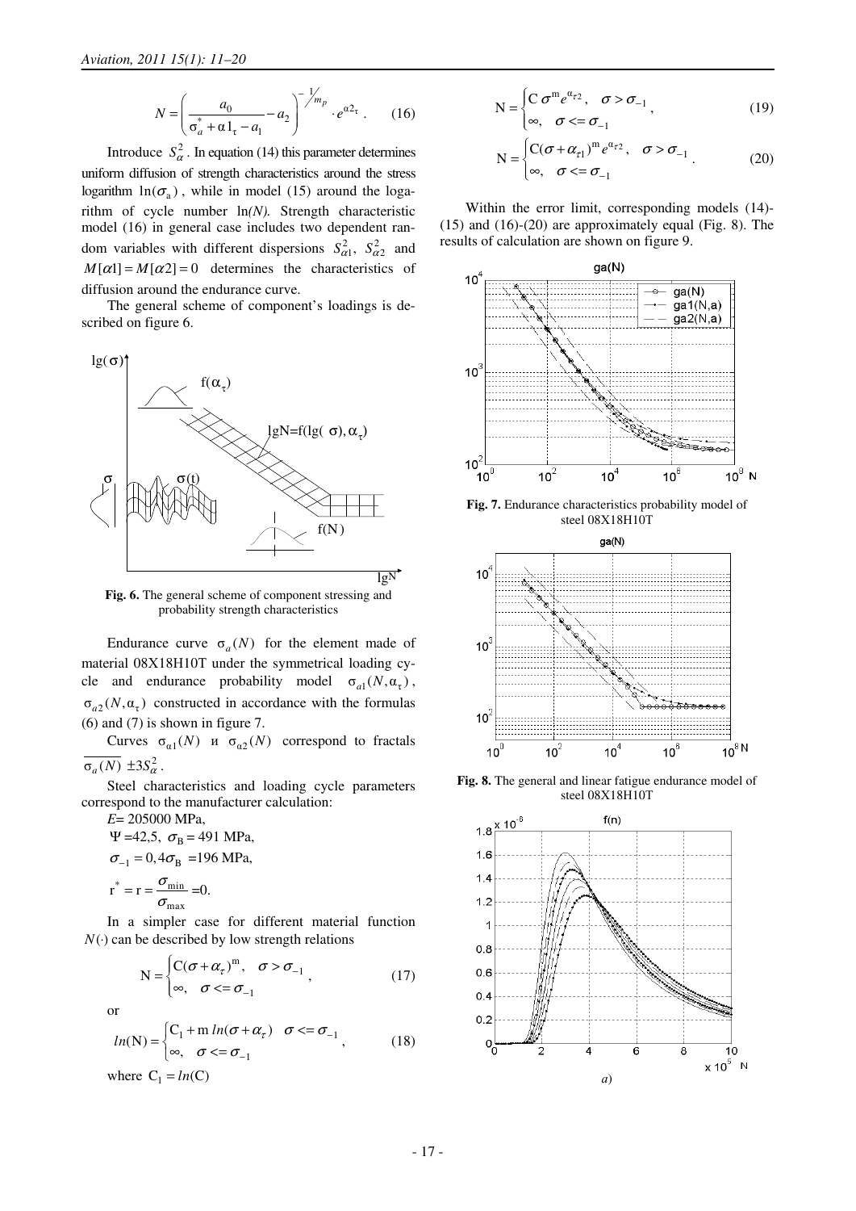$$N = \left( \frac{a_0}{\sigma_a^* + \alpha 1_\tau - a_1} - a_2 \right)^{-\frac{1}{m_p}} \cdot e^{\alpha 2_\tau} . \qquad (16)$$

Introduce $S_\alpha^2$. In equation (14) this parameter determines uniform diffusion of strength characteristics around the stress logarithm $\ln(\sigma_a)$, while in model (15) around the logarithm of cycle number ln*(N).* Strength characteristic model (16) in general case includes two dependent random variables with different dispersions $S_{\alpha 1}^2$, $S_{\alpha 2}^2$ and $M[\alpha 1] = M[\alpha 2] = 0$ determines the characteristics of diffusion around the endurance curve.

The general scheme of component's loadings is described on figure 6.

**Fig. 6.** The general scheme of component stressing and probability strength characteristics

Endurance curve $\sigma_a(N)$ for the element made of material 08X18H10T under the symmetrical loading cycle and endurance probability model $\sigma_{a1}(N, \alpha_\tau)$, $\sigma_{a2}(N, \alpha_\tau)$ constructed in accordance with the formulas (6) and (7) is shown in figure 7.

Curves $\sigma_{\alpha 1}(N)$ и $\sigma_{\alpha 2}(N)$ correspond to fractals $\overline{\sigma_a(N)} \pm 3S_\alpha^2$.

Steel characteristics and loading cycle parameters correspond to the manufacturer calculation:

$E$= 205000 MPa,

$\Psi$ =42,5, $\sigma_B$ = 491 MPa,

$\sigma_{-1} = 0,4\sigma_B$ =196 MPa,

$r^* = r = \frac{\sigma_{\min}}{\sigma_{\max}}$ =0.

In a simpler case for different material function $N(\cdot)$ can be described by low strength relations

$$N = \begin{cases} C(\sigma + \alpha_\tau)^m, & \sigma > \sigma_{-1} \\ \infty, & \sigma <= \sigma_{-1} \end{cases}, \qquad (17)$$

or

$$ln(N) = \begin{cases} C_1 + m\, ln(\sigma + \alpha_\tau) & \sigma <= \sigma_{-1} \\ \infty, & \sigma <= \sigma_{-1} \end{cases}, \qquad (18)$$

where $C_1 = ln(C)$

$$N = \begin{cases} C\,\sigma^m e^{\alpha_{\tau 2}}, & \sigma > \sigma_{-1} \\ \infty, & \sigma <= \sigma_{-1} \end{cases}, \qquad (19)$$

$$N = \begin{cases} C(\sigma + \alpha_{\tau 1})^m e^{\alpha_{\tau 2}}, & \sigma > \sigma_{-1} \\ \infty, & \sigma <= \sigma_{-1} \end{cases}. \qquad (20)$$

Within the error limit, corresponding models (14)-(15) and (16)-(20) are approximately equal (Fig. 8). The results of calculation are shown on figure 9.

**Fig. 7.** Endurance characteristics probability model of steel 08X18H10T

**Fig. 8.** The general and linear fatigue endurance model of steel 08X18H10T

*a*)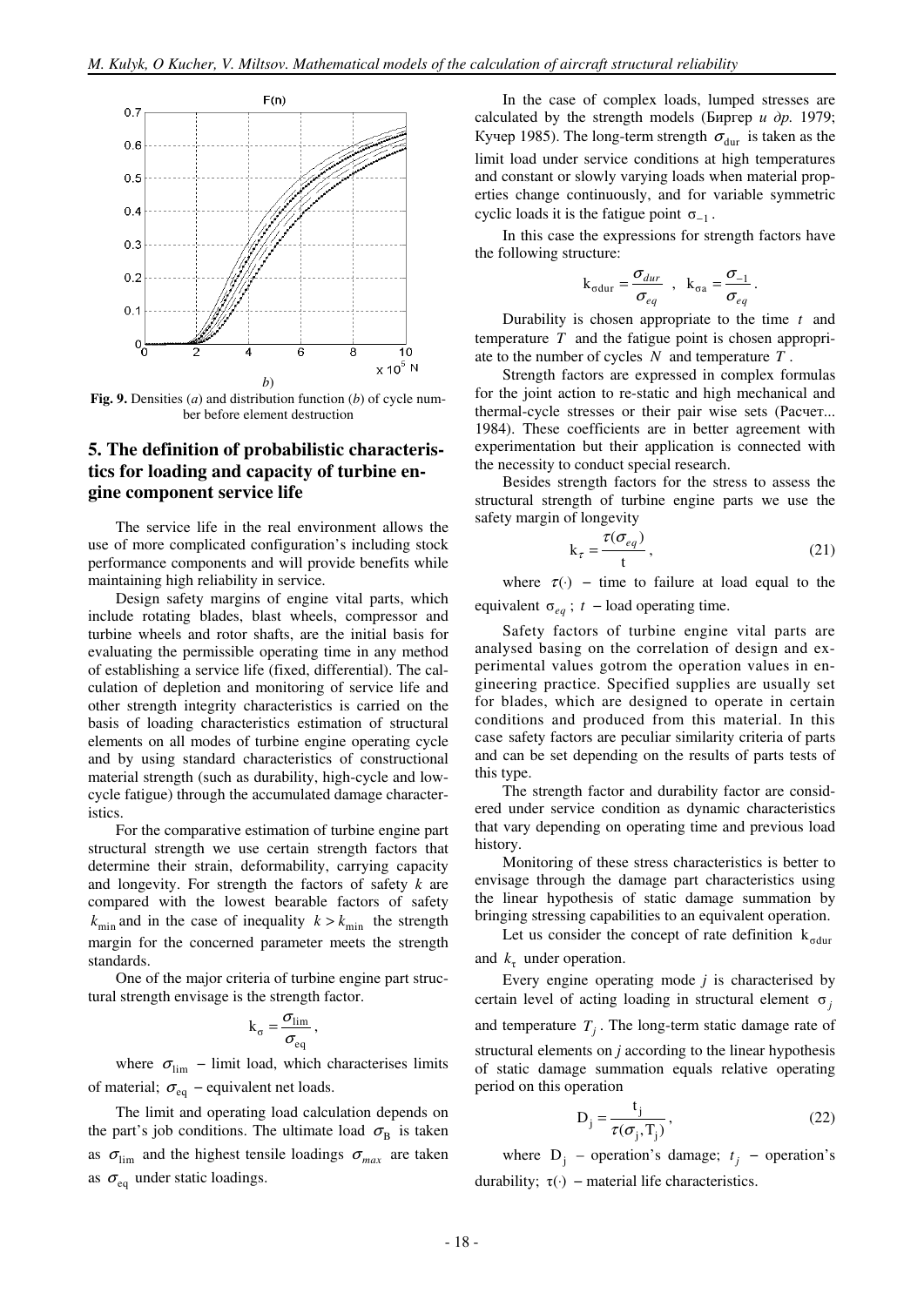*b*)

**Fig. 9.** Densities (*a*) and distribution function (*b*) of cycle number before element destruction

## 5. The definition of probabilistic characteristics for loading and capacity of turbine engine component service life

The service life in the real environment allows the use of more complicated configuration's including stock performance components and will provide benefits while maintaining high reliability in service.

Design safety margins of engine vital parts, which include rotating blades, blast wheels, compressor and turbine wheels and rotor shafts, are the initial basis for evaluating the permissible operating time in any method of establishing a service life (fixed, differential). The calculation of depletion and monitoring of service life and other strength integrity characteristics is carried on the basis of loading characteristics estimation of structural elements on all modes of turbine engine operating cycle and by using standard characteristics of constructional material strength (such as durability, high-cycle and low-cycle fatigue) through the accumulated damage characteristics.

For the comparative estimation of turbine engine part structural strength we use certain strength factors that determine their strain, deformability, carrying capacity and longevity. For strength the factors of safety *k* are compared with the lowest bearable factors of safety $k_{\min}$ and in the case of inequality $k > k_{\min}$ the strength margin for the concerned parameter meets the strength standards.

One of the major criteria of turbine engine part structural strength envisage is the strength factor.

$$\mathrm{k}_{\sigma} = \frac{\sigma_{\lim}}{\sigma_{\mathrm{eq}}},$$

where $\sigma_{\lim}$ – limit load, which characterises limits of material; $\sigma_{\mathrm{eq}}$ – equivalent net loads.

The limit and operating load calculation depends on the part's job conditions. The ultimate load $\sigma_{\mathrm{B}}$ is taken as $\sigma_{\lim}$ and the highest tensile loadings $\sigma_{max}$ are taken as $\sigma_{\mathrm{eq}}$ under static loadings.

In the case of complex loads, lumped stresses are calculated by the strength models (Биргер *и др.* 1979; Кучер 1985). The long-term strength $\sigma_{\mathrm{dur}}$ is taken as the limit load under service conditions at high temperatures and constant or slowly varying loads when material properties change continuously, and for variable symmetric cyclic loads it is the fatigue point $\sigma_{-1}$.

In this case the expressions for strength factors have the following structure:

$$\mathrm{k}_{\sigma\mathrm{dur}} = \frac{\sigma_{dur}}{\sigma_{eq}}, \quad \mathrm{k}_{\sigma\mathrm{a}} = \frac{\sigma_{-1}}{\sigma_{eq}}.$$

Durability is chosen appropriate to the time $t$ and temperature $T$ and the fatigue point is chosen appropriate to the number of cycles $N$ and temperature $T$.

Strength factors are expressed in complex formulas for the joint action to re-static and high mechanical and thermal-cycle stresses or their pair wise sets (Расчет... 1984). These coefficients are in better agreement with experimentation but their application is connected with the necessity to conduct special research.

Besides strength factors for the stress to assess the structural strength of turbine engine parts we use the safety margin of longevity

$$\mathrm{k}_{\tau} = \frac{\tau(\sigma_{eq})}{\mathrm{t}}, \tag{21}$$

where $\tau(\cdot)$ – time to failure at load equal to the equivalent $\sigma_{eq}$; $t$ – load operating time.

Safety factors of turbine engine vital parts are analysed basing on the correlation of design and experimental values gotrom the operation values in engineering practice. Specified supplies are usually set for blades, which are designed to operate in certain conditions and produced from this material. In this case safety factors are peculiar similarity criteria of parts and can be set depending on the results of parts tests of this type.

The strength factor and durability factor are considered under service condition as dynamic characteristics that vary depending on operating time and previous load history.

Monitoring of these stress characteristics is better to envisage through the damage part characteristics using the linear hypothesis of static damage summation by bringing stressing capabilities to an equivalent operation.

Let us consider the concept of rate definition $\mathrm{k}_{\sigma\mathrm{dur}}$ and $k_{\tau}$ under operation.

Every engine operating mode *j* is characterised by certain level of acting loading in structural element $\sigma_j$ and temperature $T_j$. The long-term static damage rate of structural elements on *j* according to the linear hypothesis of static damage summation equals relative operating period on this operation

$$\mathrm{D}_{\mathrm{j}} = \frac{\mathrm{t}_{\mathrm{j}}}{\tau(\sigma_{\mathrm{j}}, \mathrm{T}_{\mathrm{j}})}, \tag{22}$$

where $\mathrm{D}_{\mathrm{j}}$ – operation's damage; $t_j$ – operation's durability; $\tau(\cdot)$ – material life characteristics.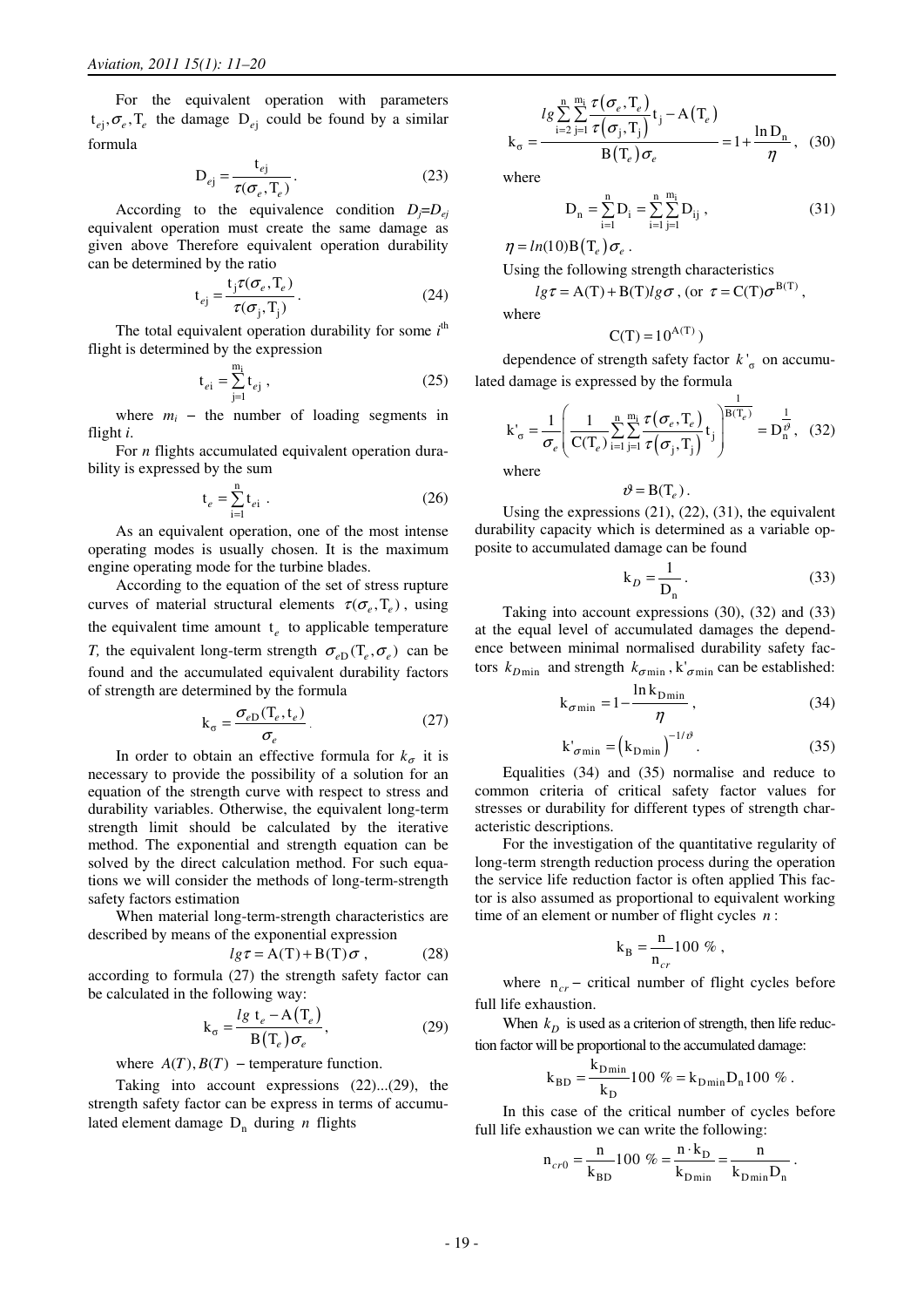For the equivalent operation with parameters $t_{ej}, \sigma_e, T_e$ the damage $D_{ej}$ could be found by a similar formula

$$D_{ej} = \frac{t_{ej}}{\tau(\sigma_e, T_e)}. \quad (23)$$

According to the equivalence condition $D_j = D_{ej}$ equivalent operation must create the same damage as given above Therefore equivalent operation durability can be determined by the ratio

$$t_{ej} = \frac{t_j \tau(\sigma_e, T_e)}{\tau(\sigma_j, T_j)}. \quad (24)$$

The total equivalent operation durability for some $i^{th}$ flight is determined by the expression

$$t_{ei} = \sum_{j=1}^{m_i} t_{ej}, \quad (25)$$

where $m_i$ – the number of loading segments in flight $i$.

For $n$ flights accumulated equivalent operation durability is expressed by the sum

$$t_e = \sum_{i=1}^{n} t_{ei}. \quad (26)$$

As an equivalent operation, one of the most intense operating modes is usually chosen. It is the maximum engine operating mode for the turbine blades.

According to the equation of the set of stress rupture curves of material structural elements $\tau(\sigma_e, T_e)$, using the equivalent time amount $t_e$ to applicable temperature $T$, the equivalent long-term strength $\sigma_{eD}(T_e, \sigma_e)$ can be found and the accumulated equivalent durability factors of strength are determined by the formula

$$k_\sigma = \frac{\sigma_{eD}(T_e, t_e)}{\sigma_e}. \quad (27)$$

In order to obtain an effective formula for $k_\sigma$ it is necessary to provide the possibility of a solution for an equation of the strength curve with respect to stress and durability variables. Otherwise, the equivalent long-term strength limit should be calculated by the iterative method. The exponential and strength equation can be solved by the direct calculation method. For such equations we will consider the methods of long-term-strength safety factors estimation

When material long-term-strength characteristics are described by means of the exponential expression

$$lg\tau = A(T) + B(T)\sigma, \quad (28)$$

according to formula (27) the strength safety factor can be calculated in the following way:

$$k_\sigma = \frac{lg\, t_e - A(T_e)}{B(T_e)\sigma_e}, \quad (29)$$

where $A(T), B(T)$ – temperature function.

Taking into account expressions (22)...(29), the strength safety factor can be express in terms of accumulated element damage $D_n$ during $n$ flights

$$k_\sigma = \frac{lg \sum_{i=2}^{n}\sum_{j=1}^{m_i} \frac{\tau(\sigma_e, T_e)}{\tau(\sigma_j, T_j)} t_j - A(T_e)}{B(T_e)\sigma_e} = 1 + \frac{\ln D_n}{\eta}, \quad (30)$$

where

$$D_n = \sum_{i=1}^{n} D_i = \sum_{i=1}^{n}\sum_{j=1}^{m_i} D_{ij}, \quad (31)$$

$\eta = ln(10)B(T_e)\sigma_e$.

Using the following strength characteristics

$lg\tau = A(T) + B(T)lg\sigma$, (or $\tau = C(T)\sigma^{B(T)}$,

where

$C(T) = 10^{A(T)}$)

dependence of strength safety factor $k'_\sigma$ on accumulated damage is expressed by the formula

$$k'_\sigma = \frac{1}{\sigma_e}\left(\frac{1}{C(T_e)}\sum_{i=1}^{n}\sum_{j=1}^{m_i}\frac{\tau(\sigma_e, T_e)}{\tau(\sigma_j, T_j)} t_j\right)^{\frac{1}{B(T_e)}} = D_n^{\frac{1}{\vartheta}}, \quad (32)$$

where

$$\vartheta = B(T_e).$$

Using the expressions (21), (22), (31), the equivalent durability capacity which is determined as a variable opposite to accumulated damage can be found

$$k_D = \frac{1}{D_n}. \quad (33)$$

Taking into account expressions (30), (32) and (33) at the equal level of accumulated damages the dependence between minimal normalised durability safety factors $k_{D\min}$ and strength $k_{\sigma\min}$, $k'_{\sigma\min}$ can be established:

$$k_{\sigma\min} = 1 - \frac{\ln k_{D\min}}{\eta}, \quad (34)$$

$$k'_{\sigma\min} = \left(k_{D\min}\right)^{-1/\vartheta}. \quad (35)$$

Equalities (34) and (35) normalise and reduce to common criteria of critical safety factor values for stresses or durability for different types of strength characteristic descriptions.

For the investigation of the quantitative regularity of long-term strength reduction process during the operation the service life reduction factor is often applied This factor is also assumed as proportional to equivalent working time of an element or number of flight cycles $n$:

$$k_B = \frac{n}{n_{cr}} 100\ \%,$$

where $n_{cr}$ – critical number of flight cycles before full life exhaustion.

When $k_D$ is used as a criterion of strength, then life reduction factor will be proportional to the accumulated damage:

$$k_{BD} = \frac{k_{D\min}}{k_D} 100\ \% = k_{D\min} D_n 100\ \%.$$

In this case of the critical number of cycles before full life exhaustion we can write the following:

$$n_{cr0} = \frac{n}{k_{BD}} 100\ \% = \frac{n \cdot k_D}{k_{D\min}} = \frac{n}{k_{D\min} D_n}.$$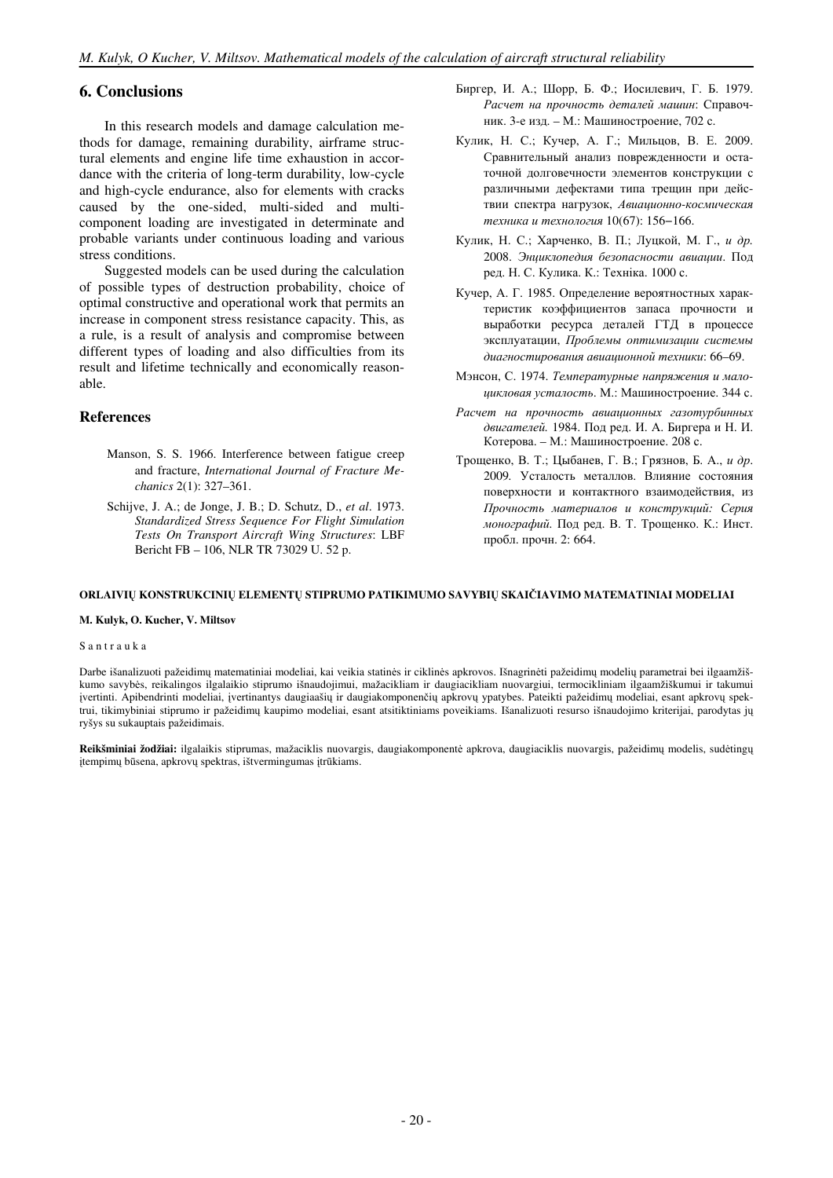## 6. Conclusions

In this research models and damage calculation methods for damage, remaining durability, airframe structural elements and engine life time exhaustion in accordance with the criteria of long-term durability, low-cycle and high-cycle endurance, also for elements with cracks caused by the one-sided, multi-sided and multicomponent loading are investigated in determinate and probable variants under continuous loading and various stress conditions.

Suggested models can be used during the calculation of possible types of destruction probability, choice of optimal constructive and operational work that permits an increase in component stress resistance capacity. This, as a rule, is a result of analysis and compromise between different types of loading and also difficulties from its result and lifetime technically and economically reasonable.

## References

Manson, S. S. 1966. Interference between fatigue creep and fracture, *International Journal of Fracture Mechanics* 2(1): 327–361.

Schijve, J. A.; de Jonge, J. B.; D. Schutz, D., *et al*. 1973. *Standardized Stress Sequence For Flight Simulation Tests On Transport Aircraft Wing Structures*: LBF Bericht FB – 106, NLR TR 73029 U. 52 p.

Биргер, И. А.; Шорр, Б. Ф.; Иосилевич, Г. Б. 1979. *Расчет на прочность деталей машин*: Справочник. 3-е изд. – М.: Машиностроение, 702 с.

Кулик, Н. С.; Кучер, А. Г.; Мильцов, В. Е. 2009. Сравнительный анализ поврежденности и остаточной долговечности элементов конструкции с различными дефектами типа трещин при действии спектра нагрузок, *Авиационно-космическая техника и технология* 10(67): 156–166.

Кулик, Н. С.; Харченко, В. П.; Луцкой, М. Г., *и др.* 2008. *Энциклопедия безопасности авиации*. Под ред. Н. С. Кулика. К.: Техніка. 1000 с.

Кучер, А. Г. 1985. Определение вероятностных характеристик коэффициентов запаса прочности и выработки ресурса деталей ГТД в процессе эксплуатации, *Проблемы оптимизации системы диагностирования авиационной техники*: 66–69.

Мэнсон, С. 1974. *Температурные напряжения и малоцикловая усталость*. М.: Машиностроение. 344 с.

*Расчет на прочность авиационных газотурбинных двигателей.* 1984. Под ред. И. А. Биргера и Н. И. Котерова. – М.: Машиностроение. 208 с.

Трощенко, В. Т.; Цыбанев, Г. В.; Грязнов, Б. А., *и др*. 2009. Усталость металлов. Влияние состояния поверхности и контактного взаимодействия, из *Прочность материалов и конструкций: Серия монографий.* Под ред. В. Т. Трощенко. К.: Инст. пробл. прочн. 2: 664.

**ORLAIVIŲ KONSTRUKCINIŲ ELEMENTŲ STIPRUMO PATIKIMUMO SAVYBIŲ SKAIČIAVIMO MATEMATINIAI MODELIAI**

**M. Kulyk, O. Kucher, V. Miltsov**

Santrauka

Darbe išanalizuoti pažeidimų matematiniai modeliai, kai veikia statinės ir ciklinės apkrovos. Išnagrinėti pažeidimų modelių parametrai bei ilgaamžiškumo savybės, reikalingos ilgalaikio stiprumo išnaudojimui, mažacikliam ir daugiacikliam nuovargiui, termocikliniam ilgaamžiškumui ir takumui įvertinti. Apibendrinti modeliai, įvertinantys daugiašių ir daugiakomponenčių apkrovų ypatybes. Pateikti pažeidimų modeliai, esant apkrovų spektrui, tikimybiniai stiprumo ir pažeidimų kaupimo modeliai, esant atsitiktiniams poveikiams. Išanalizuoti resurso išnaudojimo kriterijai, parodytas jų ryšys su sukauptais pažeidimais.

**Reikšminiai žodžiai:** ilgalaikis stiprumas, mažaciklis nuovargis, daugiakomponentė apkrova, daugiaciklis nuovargis, pažeidimų modelis, sudėtingų įtempimų būsena, apkrovų spektras, ištvermingumas įtrūkiams.